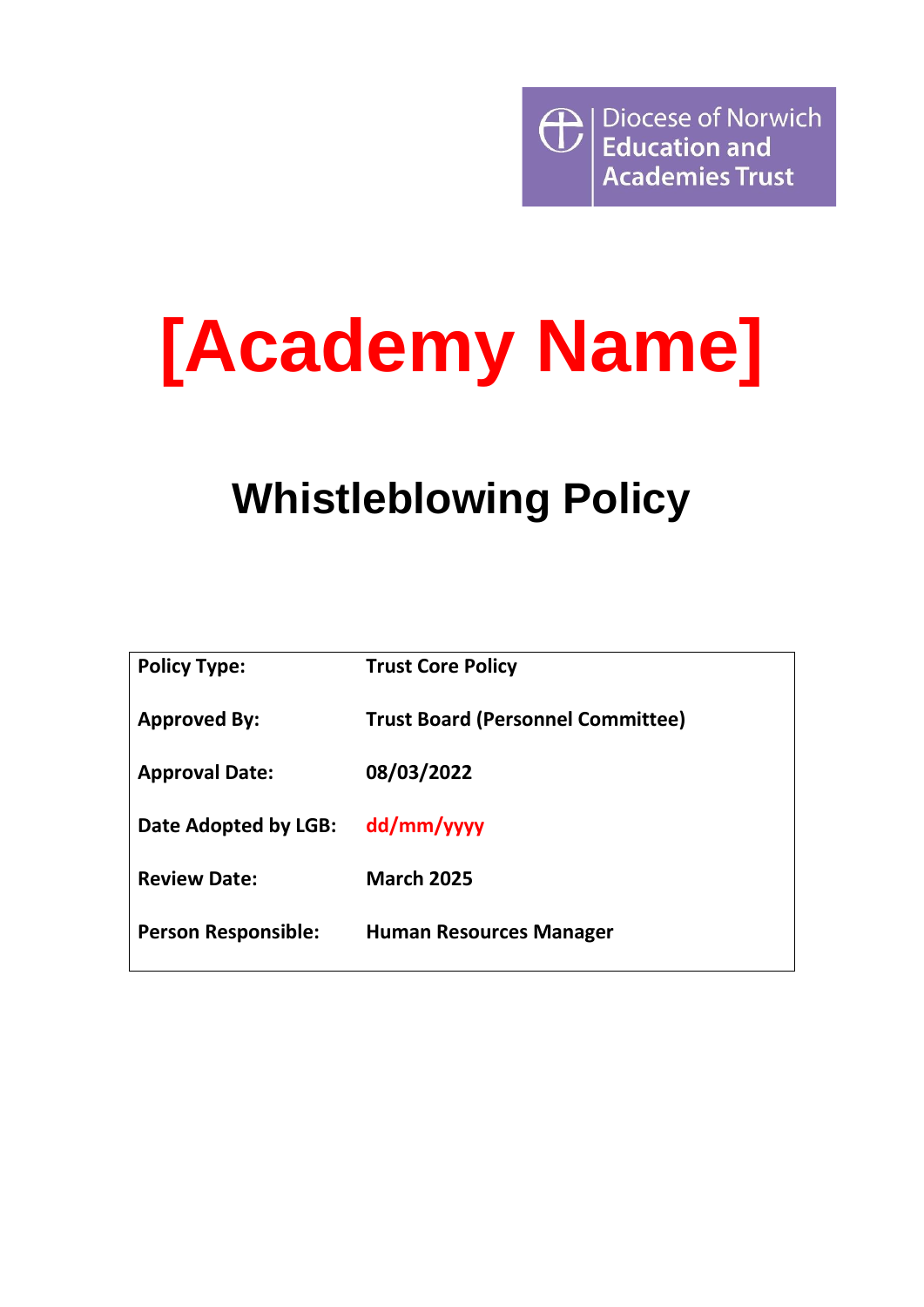Diocese of Norwich
Education and
Academies Trust

# [Academy Name]

## Whistleblowing Policy

| | |
|---|---|
| **Policy Type:** | **Trust Core Policy** |
| **Approved By:** | **Trust Board (Personnel Committee)** |
| **Approval Date:** | **08/03/2022** |
| **Date Adopted by LGB:** | **dd/mm/yyyy** |
| **Review Date:** | **March 2025** |
| **Person Responsible:** | **Human Resources Manager** |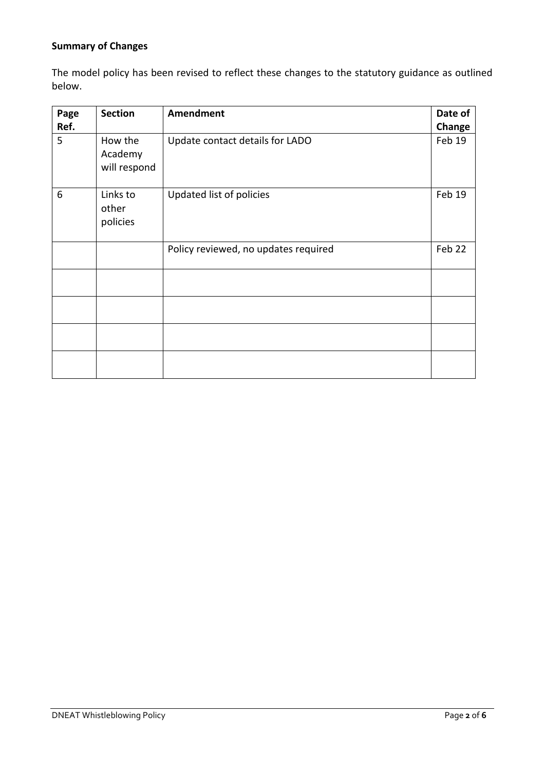**Summary of Changes**

The model policy has been revised to reflect these changes to the statutory guidance as outlined below.

| Page Ref. | Section | Amendment | Date of Change |
|---|---|---|---|
| 5 | How the Academy will respond | Update contact details for LADO | Feb 19 |
| 6 | Links to other policies | Updated list of policies | Feb 19 |
| | | Policy reviewed, no updates required | Feb 22 |
| | | | |
| | | | |
| | | | |
| | | | |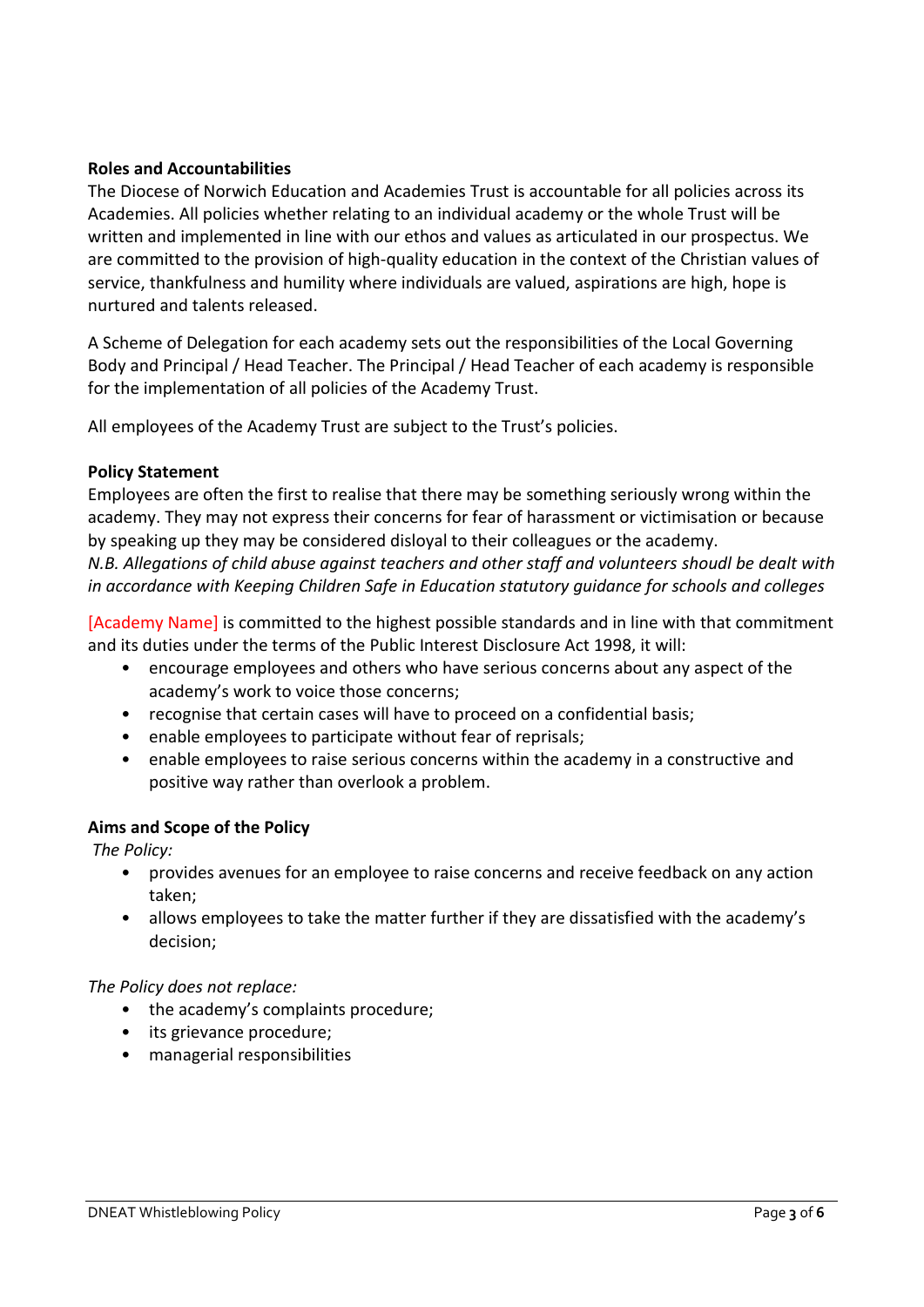**Roles and Accountabilities**

The Diocese of Norwich Education and Academies Trust is accountable for all policies across its Academies. All policies whether relating to an individual academy or the whole Trust will be written and implemented in line with our ethos and values as articulated in our prospectus. We are committed to the provision of high-quality education in the context of the Christian values of service, thankfulness and humility where individuals are valued, aspirations are high, hope is nurtured and talents released.

A Scheme of Delegation for each academy sets out the responsibilities of the Local Governing Body and Principal / Head Teacher. The Principal / Head Teacher of each academy is responsible for the implementation of all policies of the Academy Trust.

All employees of the Academy Trust are subject to the Trust's policies.

**Policy Statement**

Employees are often the first to realise that there may be something seriously wrong within the academy. They may not express their concerns for fear of harassment or victimisation or because by speaking up they may be considered disloyal to their colleagues or the academy.
*N.B. Allegations of child abuse against teachers and other staff and volunteers shoudl be dealt with in accordance with Keeping Children Safe in Education statutory guidance for schools and colleges*

[Academy Name] is committed to the highest possible standards and in line with that commitment and its duties under the terms of the Public Interest Disclosure Act 1998, it will:

- encourage employees and others who have serious concerns about any aspect of the academy's work to voice those concerns;
- recognise that certain cases will have to proceed on a confidential basis;
- enable employees to participate without fear of reprisals;
- enable employees to raise serious concerns within the academy in a constructive and positive way rather than overlook a problem.

**Aims and Scope of the Policy**

*The Policy:*

- provides avenues for an employee to raise concerns and receive feedback on any action taken;
- allows employees to take the matter further if they are dissatisfied with the academy's decision;

*The Policy does not replace:*

- the academy's complaints procedure;
- its grievance procedure;
- managerial responsibilities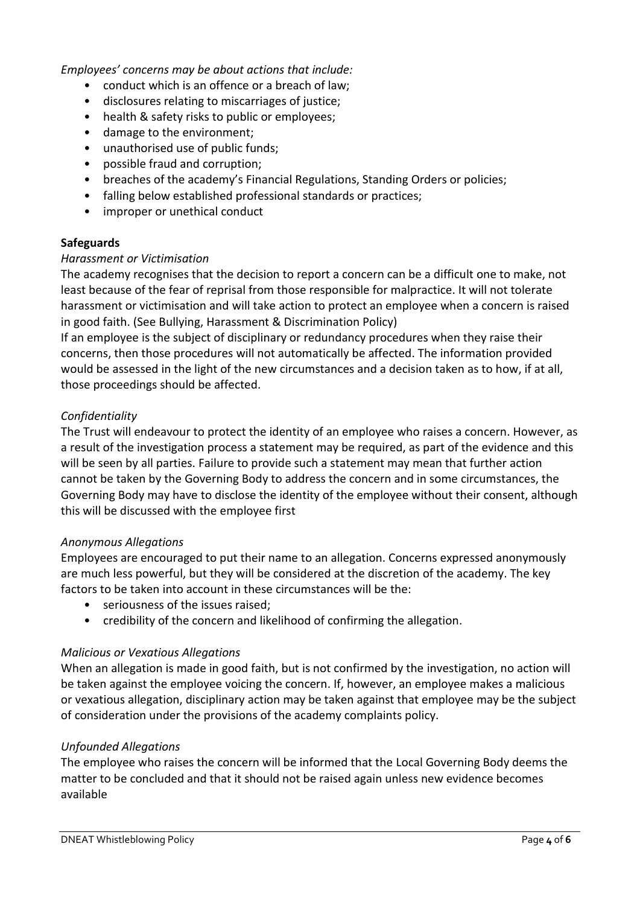*Employees' concerns may be about actions that include:*

- conduct which is an offence or a breach of law;
- disclosures relating to miscarriages of justice;
- health & safety risks to public or employees;
- damage to the environment;
- unauthorised use of public funds;
- possible fraud and corruption;
- breaches of the academy's Financial Regulations, Standing Orders or policies;
- falling below established professional standards or practices;
- improper or unethical conduct

**Safeguards**

*Harassment or Victimisation*

The academy recognises that the decision to report a concern can be a difficult one to make, not least because of the fear of reprisal from those responsible for malpractice. It will not tolerate harassment or victimisation and will take action to protect an employee when a concern is raised in good faith. (See Bullying, Harassment & Discrimination Policy)

If an employee is the subject of disciplinary or redundancy procedures when they raise their concerns, then those procedures will not automatically be affected. The information provided would be assessed in the light of the new circumstances and a decision taken as to how, if at all, those proceedings should be affected.

*Confidentiality*

The Trust will endeavour to protect the identity of an employee who raises a concern. However, as a result of the investigation process a statement may be required, as part of the evidence and this will be seen by all parties. Failure to provide such a statement may mean that further action cannot be taken by the Governing Body to address the concern and in some circumstances, the Governing Body may have to disclose the identity of the employee without their consent, although this will be discussed with the employee first

*Anonymous Allegations*

Employees are encouraged to put their name to an allegation. Concerns expressed anonymously are much less powerful, but they will be considered at the discretion of the academy. The key factors to be taken into account in these circumstances will be the:

- seriousness of the issues raised;
- credibility of the concern and likelihood of confirming the allegation.

*Malicious or Vexatious Allegations*

When an allegation is made in good faith, but is not confirmed by the investigation, no action will be taken against the employee voicing the concern. If, however, an employee makes a malicious or vexatious allegation, disciplinary action may be taken against that employee may be the subject of consideration under the provisions of the academy complaints policy.

*Unfounded Allegations*

The employee who raises the concern will be informed that the Local Governing Body deems the matter to be concluded and that it should not be raised again unless new evidence becomes available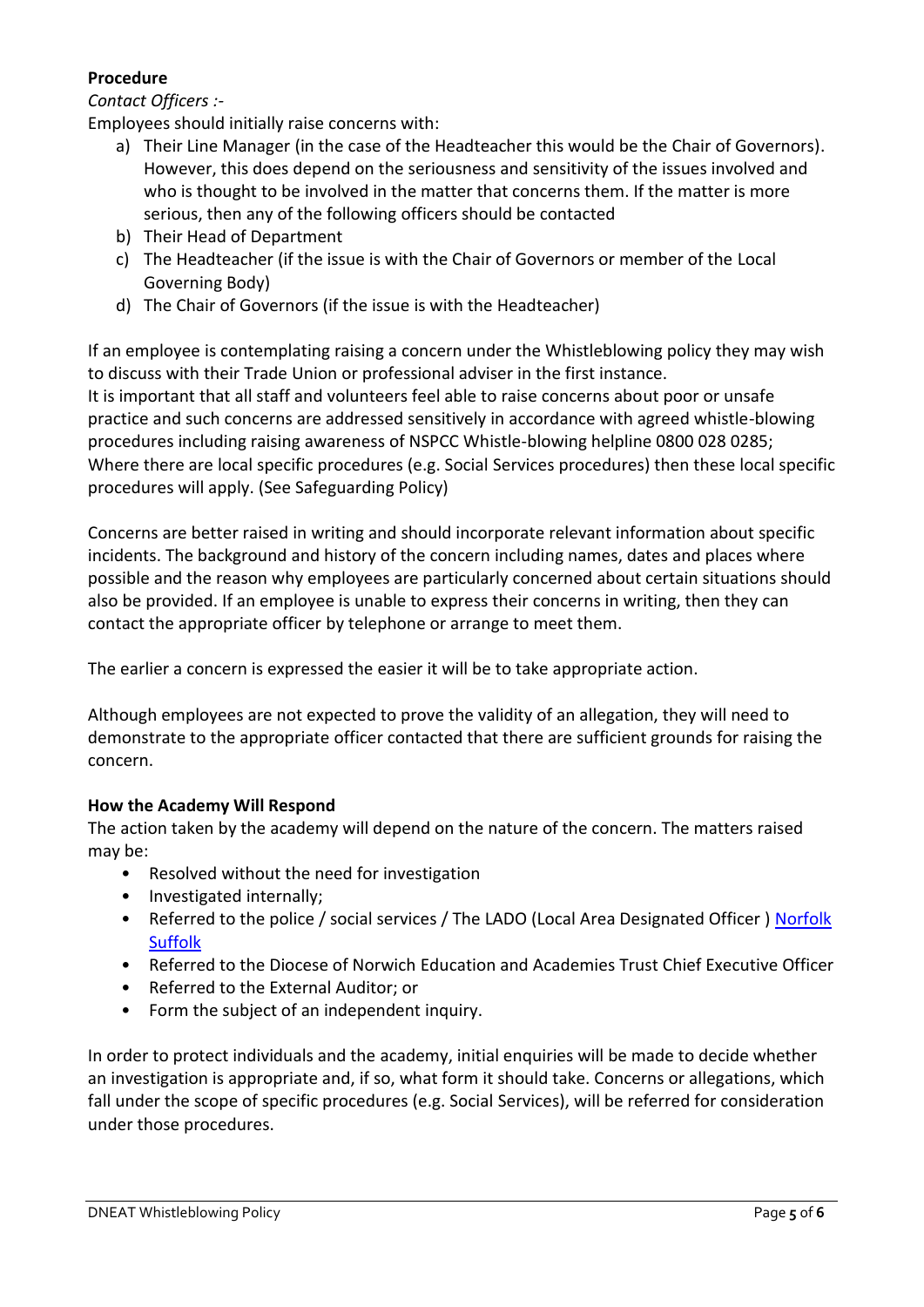**Procedure**

*Contact Officers :-*

Employees should initially raise concerns with:

a) Their Line Manager (in the case of the Headteacher this would be the Chair of Governors). However, this does depend on the seriousness and sensitivity of the issues involved and who is thought to be involved in the matter that concerns them. If the matter is more serious, then any of the following officers should be contacted
b) Their Head of Department
c) The Headteacher (if the issue is with the Chair of Governors or member of the Local Governing Body)
d) The Chair of Governors (if the issue is with the Headteacher)

If an employee is contemplating raising a concern under the Whistleblowing policy they may wish to discuss with their Trade Union or professional adviser in the first instance.
It is important that all staff and volunteers feel able to raise concerns about poor or unsafe practice and such concerns are addressed sensitively in accordance with agreed whistle-blowing procedures including raising awareness of NSPCC Whistle-blowing helpline 0800 028 0285;
Where there are local specific procedures (e.g. Social Services procedures) then these local specific procedures will apply. (See Safeguarding Policy)

Concerns are better raised in writing and should incorporate relevant information about specific incidents. The background and history of the concern including names, dates and places where possible and the reason why employees are particularly concerned about certain situations should also be provided. If an employee is unable to express their concerns in writing, then they can contact the appropriate officer by telephone or arrange to meet them.

The earlier a concern is expressed the easier it will be to take appropriate action.

Although employees are not expected to prove the validity of an allegation, they will need to demonstrate to the appropriate officer contacted that there are sufficient grounds for raising the concern.

**How the Academy Will Respond**

The action taken by the academy will depend on the nature of the concern. The matters raised may be:

- Resolved without the need for investigation
- Investigated internally;
- Referred to the police / social services / The LADO (Local Area Designated Officer ) Norfolk Suffolk
- Referred to the Diocese of Norwich Education and Academies Trust Chief Executive Officer
- Referred to the External Auditor; or
- Form the subject of an independent inquiry.

In order to protect individuals and the academy, initial enquiries will be made to decide whether an investigation is appropriate and, if so, what form it should take. Concerns or allegations, which fall under the scope of specific procedures (e.g. Social Services), will be referred for consideration under those procedures.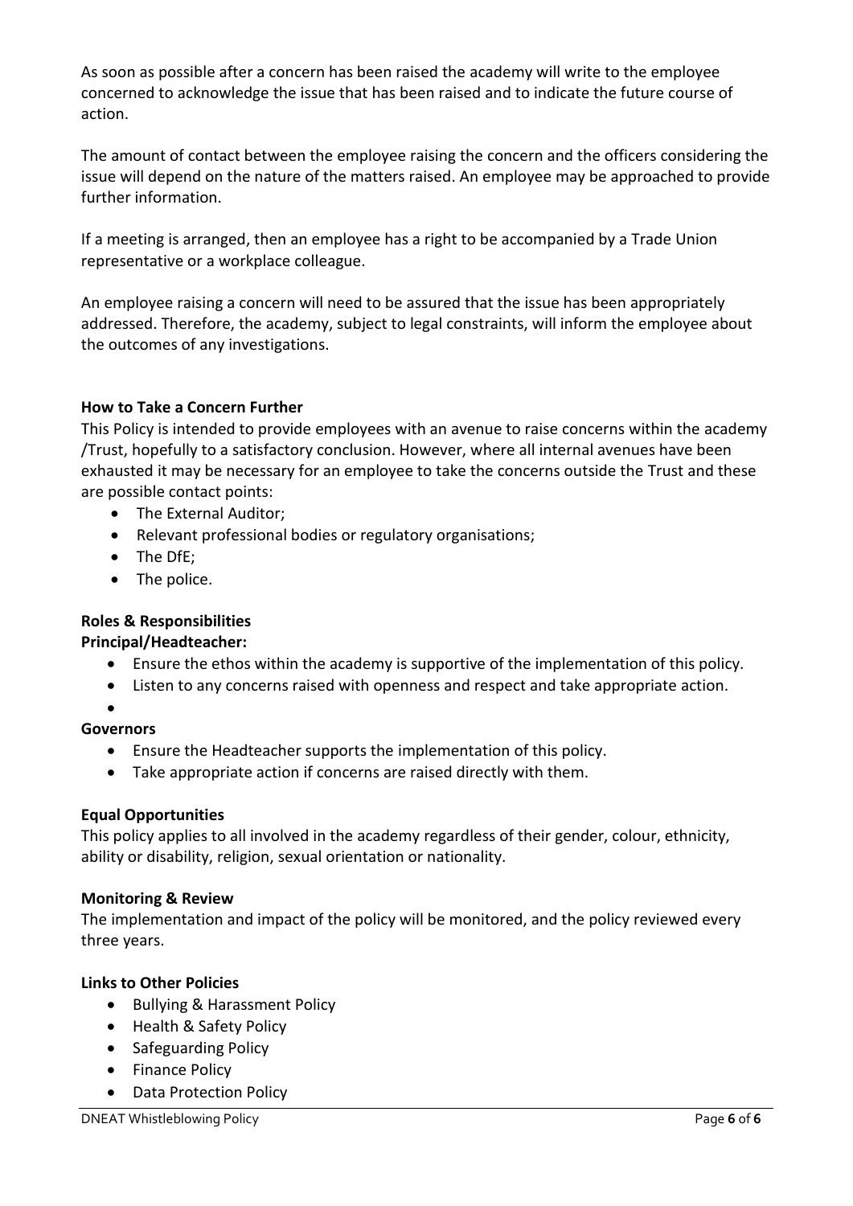As soon as possible after a concern has been raised the academy will write to the employee concerned to acknowledge the issue that has been raised and to indicate the future course of action.

The amount of contact between the employee raising the concern and the officers considering the issue will depend on the nature of the matters raised. An employee may be approached to provide further information.

If a meeting is arranged, then an employee has a right to be accompanied by a Trade Union representative or a workplace colleague.

An employee raising a concern will need to be assured that the issue has been appropriately addressed. Therefore, the academy, subject to legal constraints, will inform the employee about the outcomes of any investigations.

**How to Take a Concern Further**

This Policy is intended to provide employees with an avenue to raise concerns within the academy /Trust, hopefully to a satisfactory conclusion. However, where all internal avenues have been exhausted it may be necessary for an employee to take the concerns outside the Trust and these are possible contact points:

- The External Auditor;
- Relevant professional bodies or regulatory organisations;
- The DfE;
- The police.

**Roles & Responsibilities**

**Principal/Headteacher:**

- Ensure the ethos within the academy is supportive of the implementation of this policy.
- Listen to any concerns raised with openness and respect and take appropriate action.

**Governors**

- Ensure the Headteacher supports the implementation of this policy.
- Take appropriate action if concerns are raised directly with them.

**Equal Opportunities**

This policy applies to all involved in the academy regardless of their gender, colour, ethnicity, ability or disability, religion, sexual orientation or nationality.

**Monitoring & Review**

The implementation and impact of the policy will be monitored, and the policy reviewed every three years.

**Links to Other Policies**

- Bullying & Harassment Policy
- Health & Safety Policy
- Safeguarding Policy
- Finance Policy
- Data Protection Policy